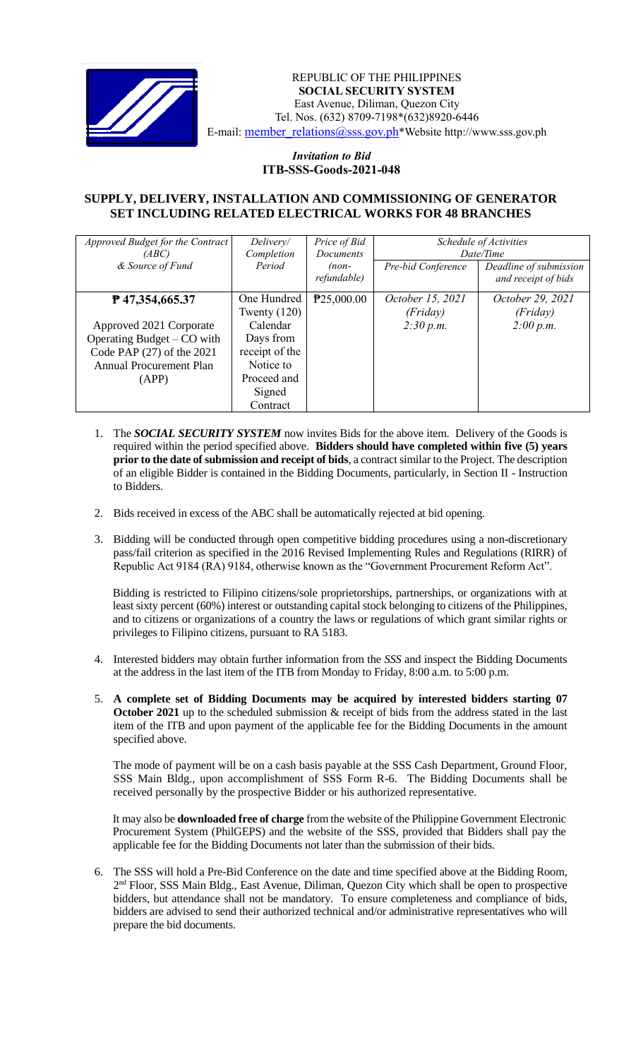REPUBLIC OF THE PHILIPPINES
**SOCIAL SECURITY SYSTEM**
East Avenue, Diliman, Quezon City
Tel. Nos. (632) 8709-7198*(632)8920-6446
E-mail: member_relations@sss.gov.ph*Website http://www.sss.gov.ph

*Invitation to Bid*
**ITB-SSS-Goods-2021-048**

## SUPPLY, DELIVERY, INSTALLATION AND COMMISSIONING OF GENERATOR SET INCLUDING RELATED ELECTRICAL WORKS FOR 48 BRANCHES

| *Approved Budget for the Contract (ABC) & Source of Fund* | *Delivery/ Completion Period* | *Price of Bid Documents (non-refundable)* | *Schedule of Activities Date/Time* | |
|---|---|---|---|---|
| | | | *Pre-bid Conference* | *Deadline of submission and receipt of bids* |
| **₱ 47,354,665.37**<br><br>Approved 2021 Corporate Operating Budget – CO with Code PAP (27) of the 2021 Annual Procurement Plan (APP) | One Hundred Twenty (120) Calendar Days from receipt of the Notice to Proceed and Signed Contract | ₱25,000.00 | *October 15, 2021 (Friday) 2:30 p.m.* | *October 29, 2021 (Friday) 2:00 p.m.* |

1. The ***SOCIAL SECURITY SYSTEM*** now invites Bids for the above item. Delivery of the Goods is required within the period specified above. **Bidders should have completed within five (5) years prior to the date of submission and receipt of bids**, a contract similar to the Project. The description of an eligible Bidder is contained in the Bidding Documents, particularly, in Section II - Instruction to Bidders.

2. Bids received in excess of the ABC shall be automatically rejected at bid opening.

3. Bidding will be conducted through open competitive bidding procedures using a non-discretionary pass/fail criterion as specified in the 2016 Revised Implementing Rules and Regulations (RIRR) of Republic Act 9184 (RA) 9184, otherwise known as the "Government Procurement Reform Act".

   Bidding is restricted to Filipino citizens/sole proprietorships, partnerships, or organizations with at least sixty percent (60%) interest or outstanding capital stock belonging to citizens of the Philippines, and to citizens or organizations of a country the laws or regulations of which grant similar rights or privileges to Filipino citizens, pursuant to RA 5183.

4. Interested bidders may obtain further information from the *SSS* and inspect the Bidding Documents at the address in the last item of the ITB from Monday to Friday, 8:00 a.m. to 5:00 p.m.

5. **A complete set of Bidding Documents may be acquired by interested bidders starting 07 October 2021** up to the scheduled submission & receipt of bids from the address stated in the last item of the ITB and upon payment of the applicable fee for the Bidding Documents in the amount specified above.

   The mode of payment will be on a cash basis payable at the SSS Cash Department, Ground Floor, SSS Main Bldg., upon accomplishment of SSS Form R-6. The Bidding Documents shall be received personally by the prospective Bidder or his authorized representative.

   It may also be **downloaded free of charge** from the website of the Philippine Government Electronic Procurement System (PhilGEPS) and the website of the SSS, provided that Bidders shall pay the applicable fee for the Bidding Documents not later than the submission of their bids.

6. The SSS will hold a Pre-Bid Conference on the date and time specified above at the Bidding Room, 2nd Floor, SSS Main Bldg., East Avenue, Diliman, Quezon City which shall be open to prospective bidders, but attendance shall not be mandatory. To ensure completeness and compliance of bids, bidders are advised to send their authorized technical and/or administrative representatives who will prepare the bid documents.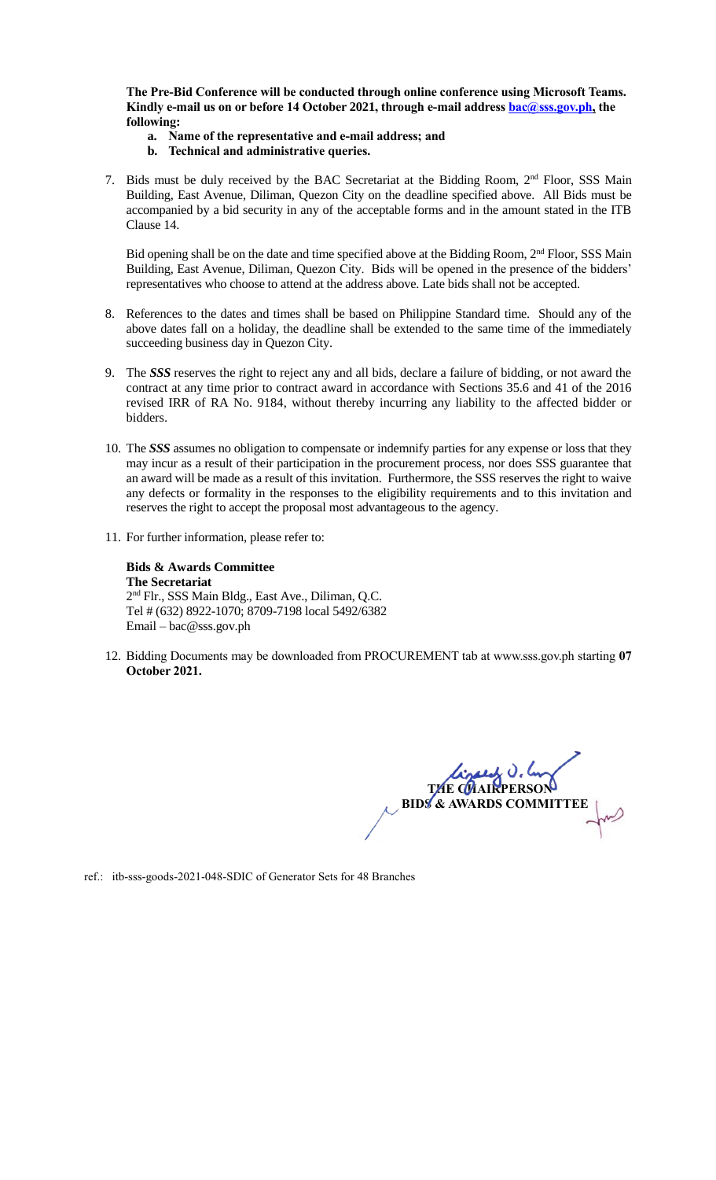**The Pre-Bid Conference will be conducted through online conference using Microsoft Teams. Kindly e-mail us on or before 14 October 2021, through e-mail address bac@sss.gov.ph, the following:**

   a. **Name of the representative and e-mail address; and**
   b. **Technical and administrative queries.**

7. Bids must be duly received by the BAC Secretariat at the Bidding Room, 2nd Floor, SSS Main Building, East Avenue, Diliman, Quezon City on the deadline specified above. All Bids must be accompanied by a bid security in any of the acceptable forms and in the amount stated in the ITB Clause 14.

   Bid opening shall be on the date and time specified above at the Bidding Room, 2nd Floor, SSS Main Building, East Avenue, Diliman, Quezon City. Bids will be opened in the presence of the bidders' representatives who choose to attend at the address above. Late bids shall not be accepted.

8. References to the dates and times shall be based on Philippine Standard time. Should any of the above dates fall on a holiday, the deadline shall be extended to the same time of the immediately succeeding business day in Quezon City.

9. The ***SSS*** reserves the right to reject any and all bids, declare a failure of bidding, or not award the contract at any time prior to contract award in accordance with Sections 35.6 and 41 of the 2016 revised IRR of RA No. 9184, without thereby incurring any liability to the affected bidder or bidders.

10. The ***SSS*** assumes no obligation to compensate or indemnify parties for any expense or loss that they may incur as a result of their participation in the procurement process, nor does SSS guarantee that an award will be made as a result of this invitation. Furthermore, the SSS reserves the right to waive any defects or formality in the responses to the eligibility requirements and to this invitation and reserves the right to accept the proposal most advantageous to the agency.

11. For further information, please refer to:

    **Bids & Awards Committee**
    **The Secretariat**
    2nd Flr., SSS Main Bldg., East Ave., Diliman, Q.C.
    Tel # (632) 8922-1070; 8709-7198 local 5492/6382
    Email – bac@sss.gov.ph

12. Bidding Documents may be downloaded from PROCUREMENT tab at www.sss.gov.ph starting **07 October 2021.**

**THE CHAIRPERSON**
**BIDS & AWARDS COMMITTEE**

ref.: itb-sss-goods-2021-048-SDIC of Generator Sets for 48 Branches